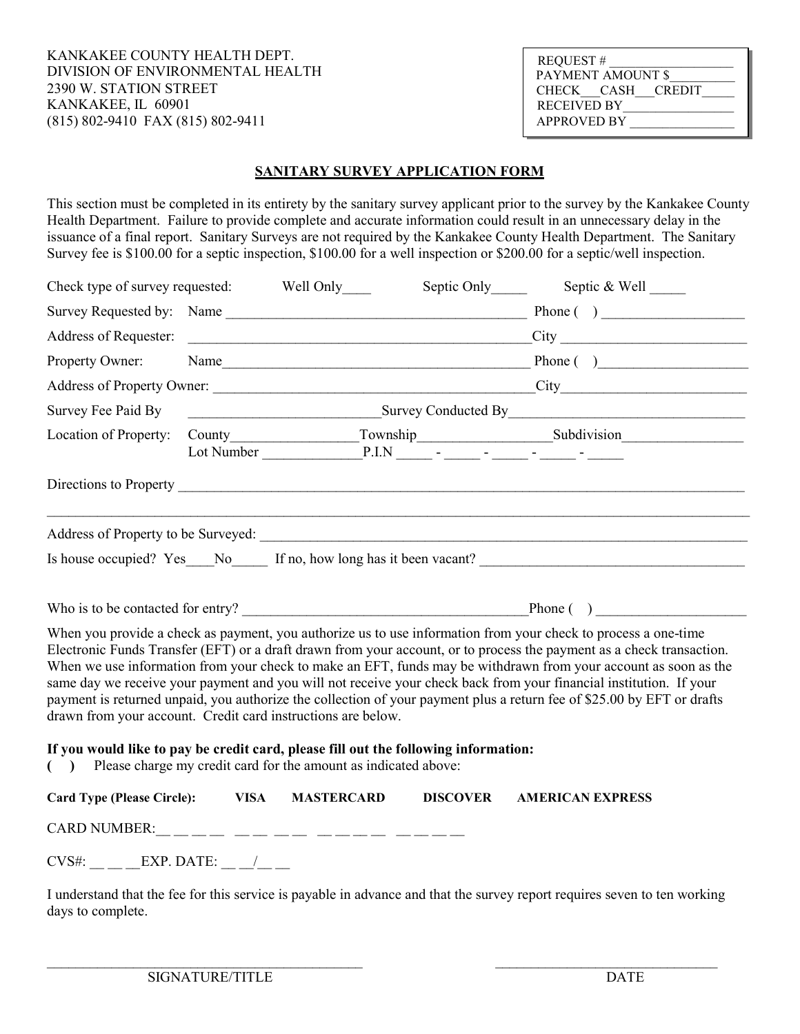KANKAKEE COUNTY HEALTH DEPT.
DIVISION OF ENVIRONMENTAL HEALTH
2390 W. STATION STREET
KANKAKEE, IL 60901
(815) 802-9410 FAX (815) 802-9411

REQUEST # ___________________
PAYMENT AMOUNT $__________
CHECK___CASH___CREDIT_____
RECEIVED BY_________________
APPROVED BY ________________

## SANITARY SURVEY APPLICATION FORM

This section must be completed in its entirety by the sanitary survey applicant prior to the survey by the Kankakee County Health Department. Failure to provide complete and accurate information could result in an unnecessary delay in the issuance of a final report. Sanitary Surveys are not required by the Kankakee County Health Department. The Sanitary Survey fee is $100.00 for a septic inspection, $100.00 for a well inspection or $200.00 for a septic/well inspection.

Check type of survey requested: Well Only____ Septic Only_____ Septic & Well _____

Survey Requested by: Name ___________________________________________ Phone ( ) ____________________

Address of Requester: ________________________________________________City __________________________

Property Owner: Name____________________________________________ Phone ( )_____________________

Address of Property Owner: _____________________________________________City__________________________

Survey Fee Paid By ___________________________Survey Conducted By_________________________________

Location of Property: County_________________Township__________________Subdivision_________________
Lot Number ______________P.I.N _____ - _____ - _____ - _____ - _____

Directions to Property ____________________________________________________________________________________

_______________________________________________________________________________________________

Address of Property to be Surveyed: _________________________________________________________________

Is house occupied? Yes____No_____ If no, how long has it been vacant? _____________________________________

Who is to be contacted for entry? ________________________________________Phone ( ) _____________________

When you provide a check as payment, you authorize us to use information from your check to process a one-time Electronic Funds Transfer (EFT) or a draft drawn from your account, or to process the payment as a check transaction. When we use information from your check to make an EFT, funds may be withdrawn from your account as soon as the same day we receive your payment and you will not receive your check back from your financial institution. If your payment is returned unpaid, you authorize the collection of your payment plus a return fee of $25.00 by EFT or drafts drawn from your account. Credit card instructions are below.

**If you would like to pay be credit card, please fill out the following information:**

**( )** Please charge my credit card for the amount as indicated above:

**Card Type (Please Circle): VISA MASTERCARD DISCOVER AMERICAN EXPRESS**

CARD NUMBER:__ __ __ __ __ __ __ __ __ __ __ __ __ __ __ __

CVS#: __ __ __EXP. DATE: __ __/__ __

I understand that the fee for this service is payable in advance and that the survey report requires seven to ten working days to complete.

_____________________________________________ ________________________________

SIGNATURE/TITLE DATE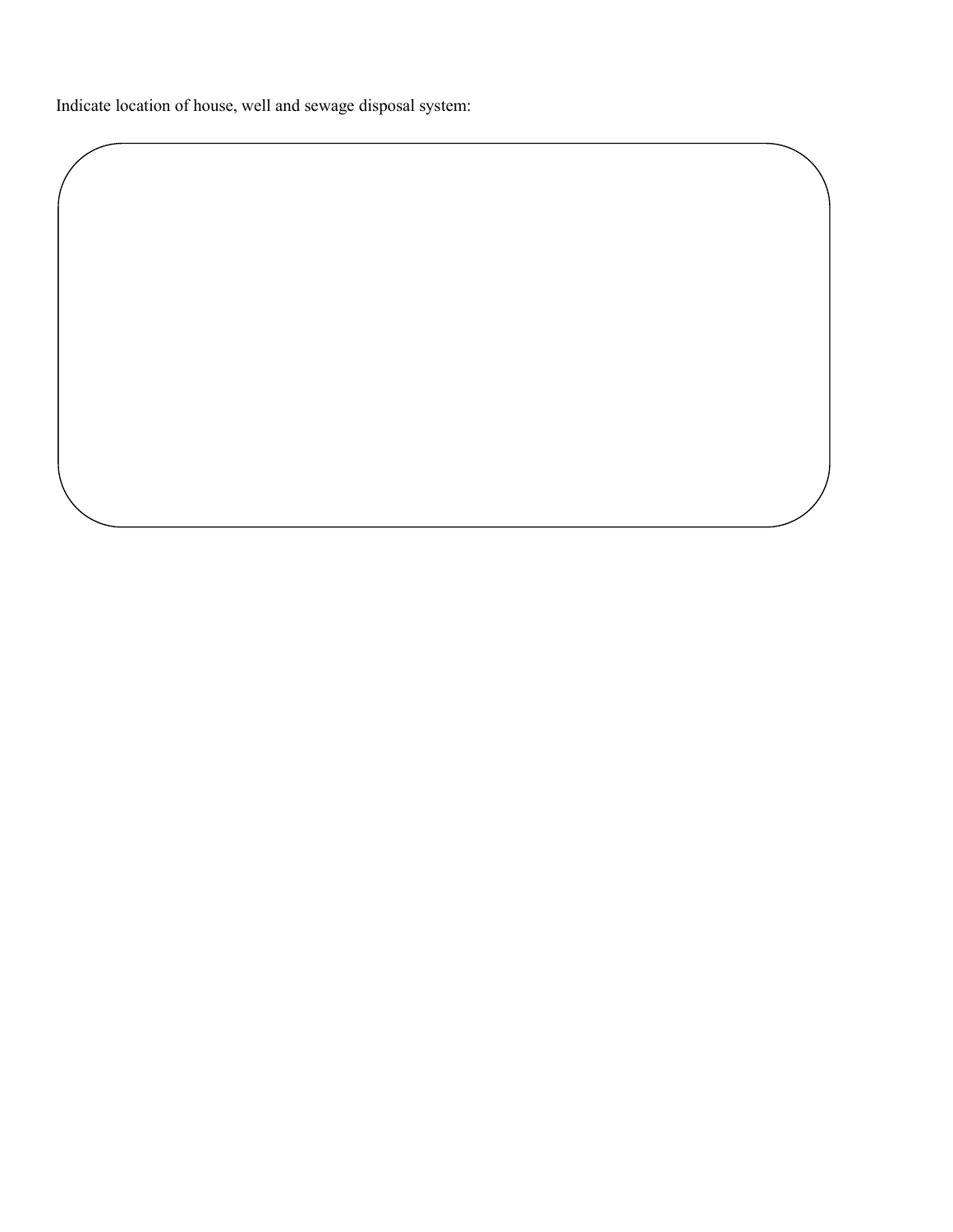Indicate location of house, well and sewage disposal system: